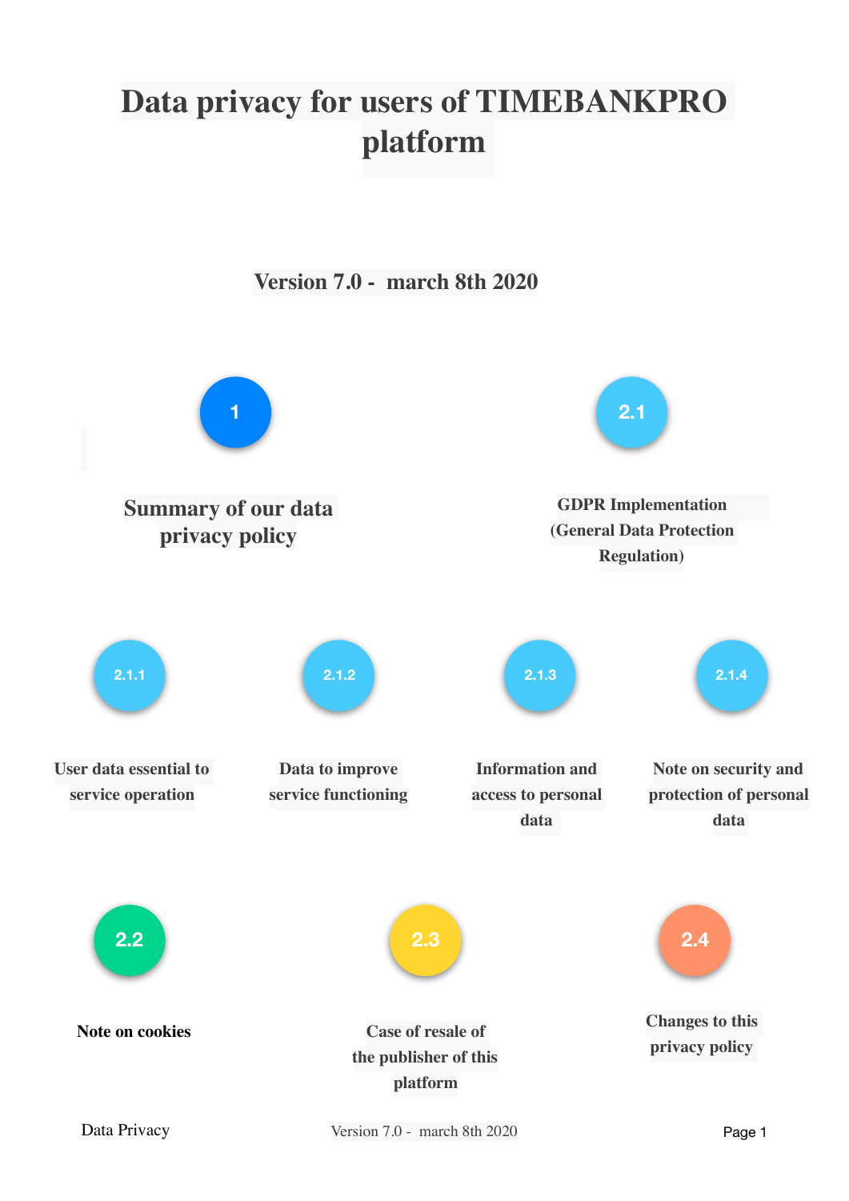# Data privacy for users of TIMEBANKPRO platform

**Version 7.0 - march 8th 2020**

1 — **Summary of our data privacy policy**

2.1 — **GDPR Implementation (General Data Protection Regulation)**

2.1.1 — **User data essential to service operation**

2.1.2 — **Data to improve service functioning**

2.1.3 — **Information and access to personal data**

2.1.4 — **Note on security and protection of personal data**

2.2 — **Note on cookies**

2.3 — **Case of resale of the publisher of this platform**

2.4 — **Changes to this privacy policy**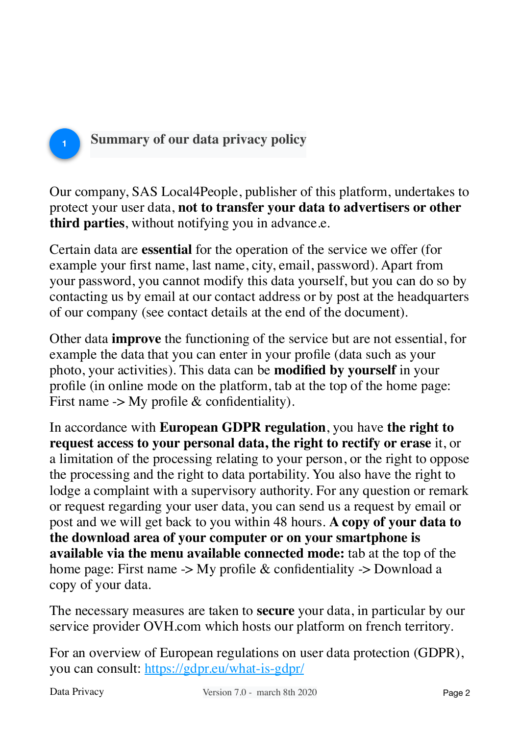## 1 Summary of our data privacy policy

Our company, SAS Local4People, publisher of this platform, undertakes to protect your user data, **not to transfer your data to advertisers or other third parties**, without notifying you in advance.e.

Certain data are **essential** for the operation of the service we offer (for example your first name, last name, city, email, password). Apart from your password, you cannot modify this data yourself, but you can do so by contacting us by email at our contact address or by post at the headquarters of our company (see contact details at the end of the document).

Other data **improve** the functioning of the service but are not essential, for example the data that you can enter in your profile (data such as your photo, your activities). This data can be **modified by yourself** in your profile (in online mode on the platform, tab at the top of the home page: First name -> My profile & confidentiality).

In accordance with **European GDPR regulation**, you have **the right to request access to your personal data, the right to rectify or erase** it, or a limitation of the processing relating to your person, or the right to oppose the processing and the right to data portability. You also have the right to lodge a complaint with a supervisory authority. For any question or remark or request regarding your user data, you can send us a request by email or post and we will get back to you within 48 hours. **A copy of your data to the download area of your computer or on your smartphone is available via the menu available connected mode:** tab at the top of the home page: First name -> My profile & confidentiality -> Download a copy of your data.

The necessary measures are taken to **secure** your data, in particular by our service provider OVH.com which hosts our platform on french territory.

For an overview of European regulations on user data protection (GDPR), you can consult: [https://gdpr.eu/what-is-gdpr/](https://gdpr.eu/what-is-gdpr/)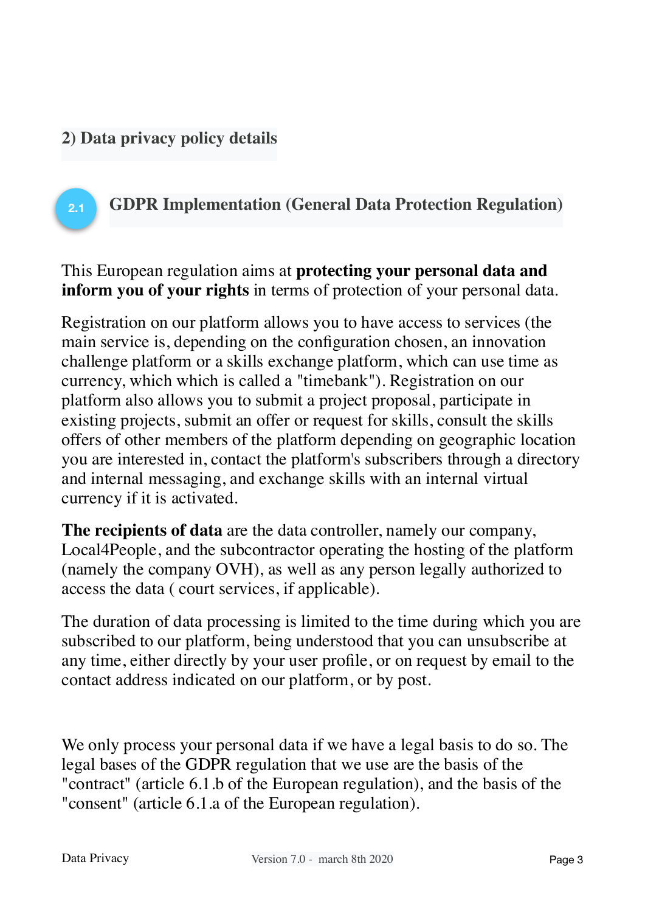## 2) Data privacy policy details

### 2.1 GDPR Implementation (General Data Protection Regulation)

This European regulation aims at **protecting your personal data and inform you of your rights** in terms of protection of your personal data.

Registration on our platform allows you to have access to services (the main service is, depending on the configuration chosen, an innovation challenge platform or a skills exchange platform, which can use time as currency, which which is called a "timebank"). Registration on our platform also allows you to submit a project proposal, participate in existing projects, submit an offer or request for skills, consult the skills offers of other members of the platform depending on geographic location you are interested in, contact the platform's subscribers through a directory and internal messaging, and exchange skills with an internal virtual currency if it is activated.

**The recipients of data** are the data controller, namely our company, Local4People, and the subcontractor operating the hosting of the platform (namely the company OVH), as well as any person legally authorized to access the data ( court services, if applicable).

The duration of data processing is limited to the time during which you are subscribed to our platform, being understood that you can unsubscribe at any time, either directly by your user profile, or on request by email to the contact address indicated on our platform, or by post.

We only process your personal data if we have a legal basis to do so. The legal bases of the GDPR regulation that we use are the basis of the "contract" (article 6.1.b of the European regulation), and the basis of the "consent" (article 6.1.a of the European regulation).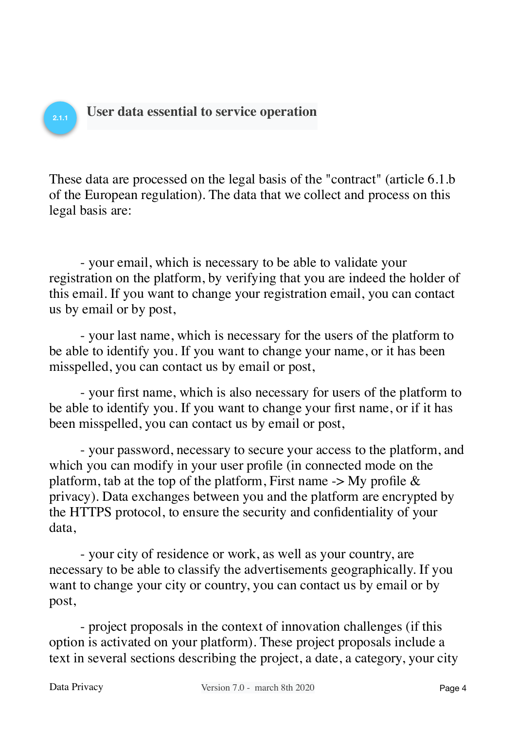### 2.1.1 User data essential to service operation

These data are processed on the legal basis of the "contract" (article 6.1.b of the European regulation). The data that we collect and process on this legal basis are:

- your email, which is necessary to be able to validate your registration on the platform, by verifying that you are indeed the holder of this email. If you want to change your registration email, you can contact us by email or by post,

- your last name, which is necessary for the users of the platform to be able to identify you. If you want to change your name, or it has been misspelled, you can contact us by email or post,

- your first name, which is also necessary for users of the platform to be able to identify you. If you want to change your first name, or if it has been misspelled, you can contact us by email or post,

- your password, necessary to secure your access to the platform, and which you can modify in your user profile (in connected mode on the platform, tab at the top of the platform, First name -> My profile & privacy). Data exchanges between you and the platform are encrypted by the HTTPS protocol, to ensure the security and confidentiality of your data,

- your city of residence or work, as well as your country, are necessary to be able to classify the advertisements geographically. If you want to change your city or country, you can contact us by email or by post,

- project proposals in the context of innovation challenges (if this option is activated on your platform). These project proposals include a text in several sections describing the project, a date, a category, your city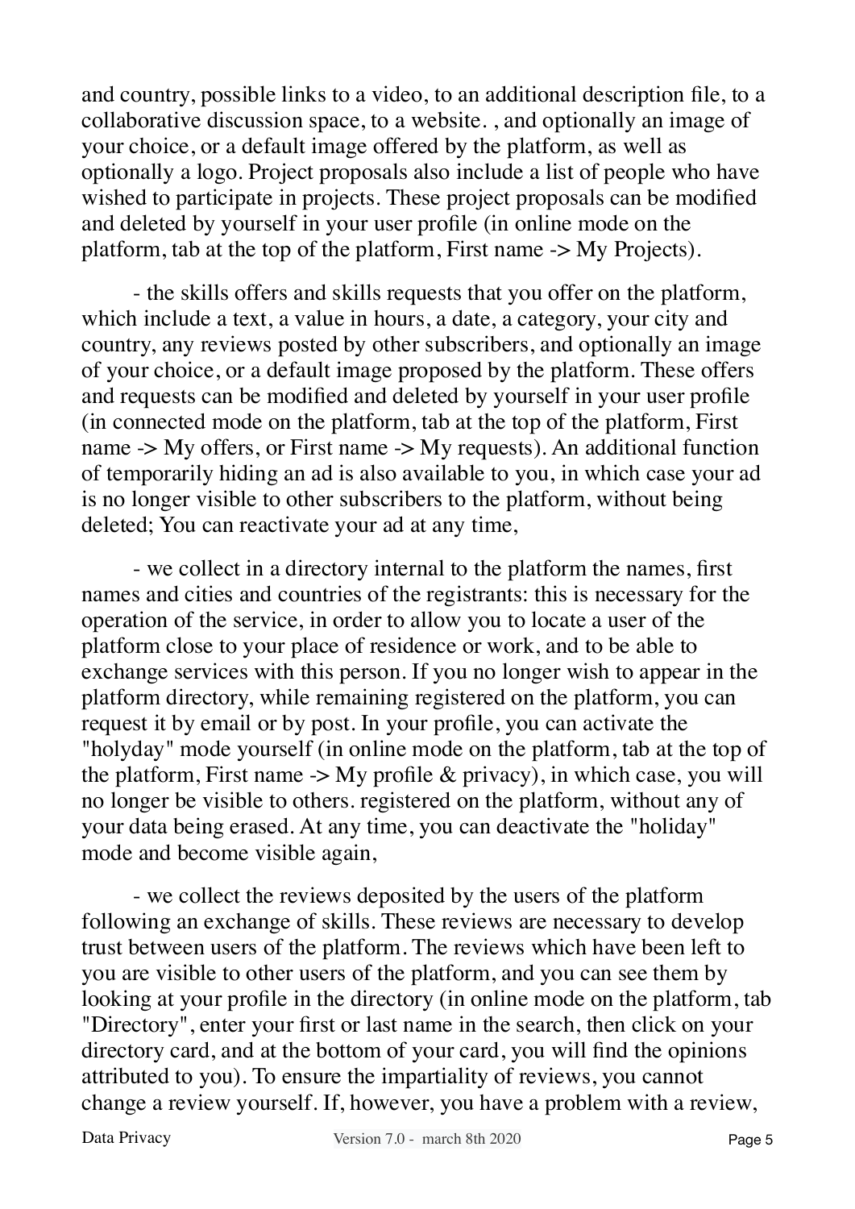and country, possible links to a video, to an additional description file, to a collaborative discussion space, to a website. , and optionally an image of your choice, or a default image offered by the platform, as well as optionally a logo. Project proposals also include a list of people who have wished to participate in projects. These project proposals can be modified and deleted by yourself in your user profile (in online mode on the platform, tab at the top of the platform, First name -> My Projects).

- the skills offers and skills requests that you offer on the platform, which include a text, a value in hours, a date, a category, your city and country, any reviews posted by other subscribers, and optionally an image of your choice, or a default image proposed by the platform. These offers and requests can be modified and deleted by yourself in your user profile (in connected mode on the platform, tab at the top of the platform, First name -> My offers, or First name -> My requests). An additional function of temporarily hiding an ad is also available to you, in which case your ad is no longer visible to other subscribers to the platform, without being deleted; You can reactivate your ad at any time,

- we collect in a directory internal to the platform the names, first names and cities and countries of the registrants: this is necessary for the operation of the service, in order to allow you to locate a user of the platform close to your place of residence or work, and to be able to exchange services with this person. If you no longer wish to appear in the platform directory, while remaining registered on the platform, you can request it by email or by post. In your profile, you can activate the "holyday" mode yourself (in online mode on the platform, tab at the top of the platform, First name -> My profile & privacy), in which case, you will no longer be visible to others. registered on the platform, without any of your data being erased. At any time, you can deactivate the "holiday" mode and become visible again,

- we collect the reviews deposited by the users of the platform following an exchange of skills. These reviews are necessary to develop trust between users of the platform. The reviews which have been left to you are visible to other users of the platform, and you can see them by looking at your profile in the directory (in online mode on the platform, tab "Directory", enter your first or last name in the search, then click on your directory card, and at the bottom of your card, you will find the opinions attributed to you). To ensure the impartiality of reviews, you cannot change a review yourself. If, however, you have a problem with a review,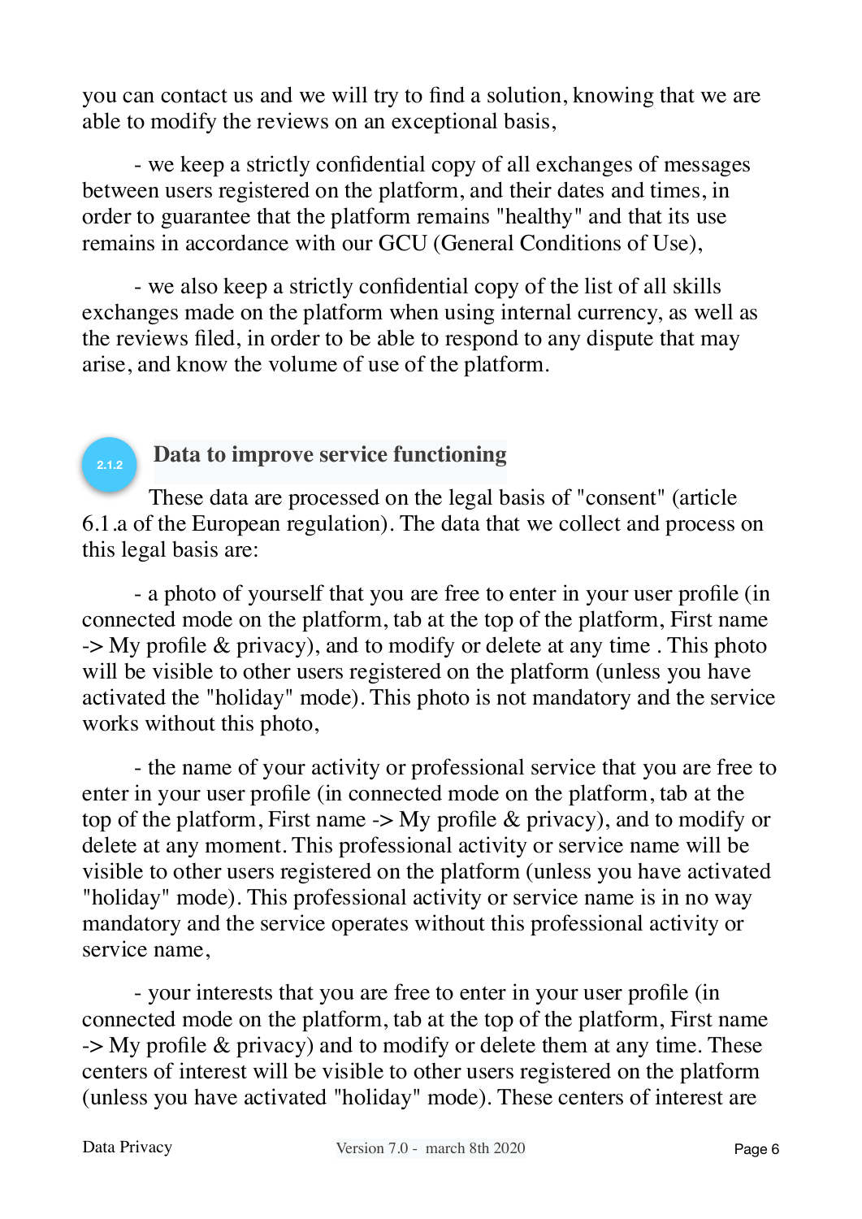you can contact us and we will try to find a solution, knowing that we are able to modify the reviews on an exceptional basis,

- we keep a strictly confidential copy of all exchanges of messages between users registered on the platform, and their dates and times, in order to guarantee that the platform remains "healthy" and that its use remains in accordance with our GCU (General Conditions of Use),

- we also keep a strictly confidential copy of the list of all skills exchanges made on the platform when using internal currency, as well as the reviews filed, in order to be able to respond to any dispute that may arise, and know the volume of use of the platform.

### 2.1.2 Data to improve service functioning

These data are processed on the legal basis of "consent" (article 6.1.a of the European regulation). The data that we collect and process on this legal basis are:

- a photo of yourself that you are free to enter in your user profile (in connected mode on the platform, tab at the top of the platform, First name -> My profile & privacy), and to modify or delete at any time . This photo will be visible to other users registered on the platform (unless you have activated the "holiday" mode). This photo is not mandatory and the service works without this photo,

- the name of your activity or professional service that you are free to enter in your user profile (in connected mode on the platform, tab at the top of the platform, First name -> My profile & privacy), and to modify or delete at any moment. This professional activity or service name will be visible to other users registered on the platform (unless you have activated "holiday" mode). This professional activity or service name is in no way mandatory and the service operates without this professional activity or service name,

- your interests that you are free to enter in your user profile (in connected mode on the platform, tab at the top of the platform, First name -> My profile & privacy) and to modify or delete them at any time. These centers of interest will be visible to other users registered on the platform (unless you have activated "holiday" mode). These centers of interest are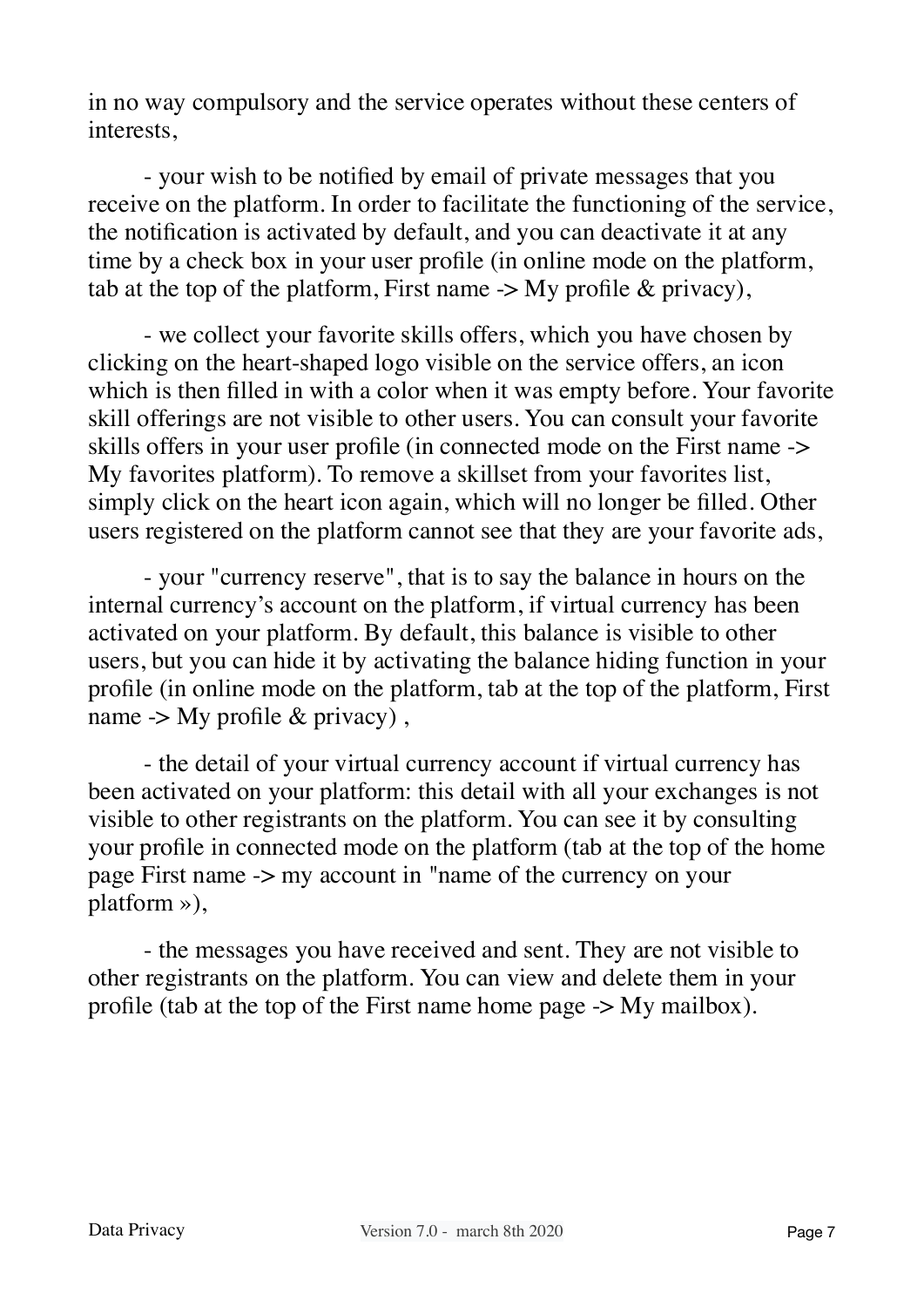in no way compulsory and the service operates without these centers of interests,

- your wish to be notified by email of private messages that you receive on the platform. In order to facilitate the functioning of the service, the notification is activated by default, and you can deactivate it at any time by a check box in your user profile (in online mode on the platform, tab at the top of the platform, First name -> My profile & privacy),

- we collect your favorite skills offers, which you have chosen by clicking on the heart-shaped logo visible on the service offers, an icon which is then filled in with a color when it was empty before. Your favorite skill offerings are not visible to other users. You can consult your favorite skills offers in your user profile (in connected mode on the First name -> My favorites platform). To remove a skillset from your favorites list, simply click on the heart icon again, which will no longer be filled. Other users registered on the platform cannot see that they are your favorite ads,

- your "currency reserve", that is to say the balance in hours on the internal currency's account on the platform, if virtual currency has been activated on your platform. By default, this balance is visible to other users, but you can hide it by activating the balance hiding function in your profile (in online mode on the platform, tab at the top of the platform, First name -> My profile & privacy) ,

- the detail of your virtual currency account if virtual currency has been activated on your platform: this detail with all your exchanges is not visible to other registrants on the platform. You can see it by consulting your profile in connected mode on the platform (tab at the top of the home page First name -> my account in "name of the currency on your platform »),

- the messages you have received and sent. They are not visible to other registrants on the platform. You can view and delete them in your profile (tab at the top of the First name home page -> My mailbox).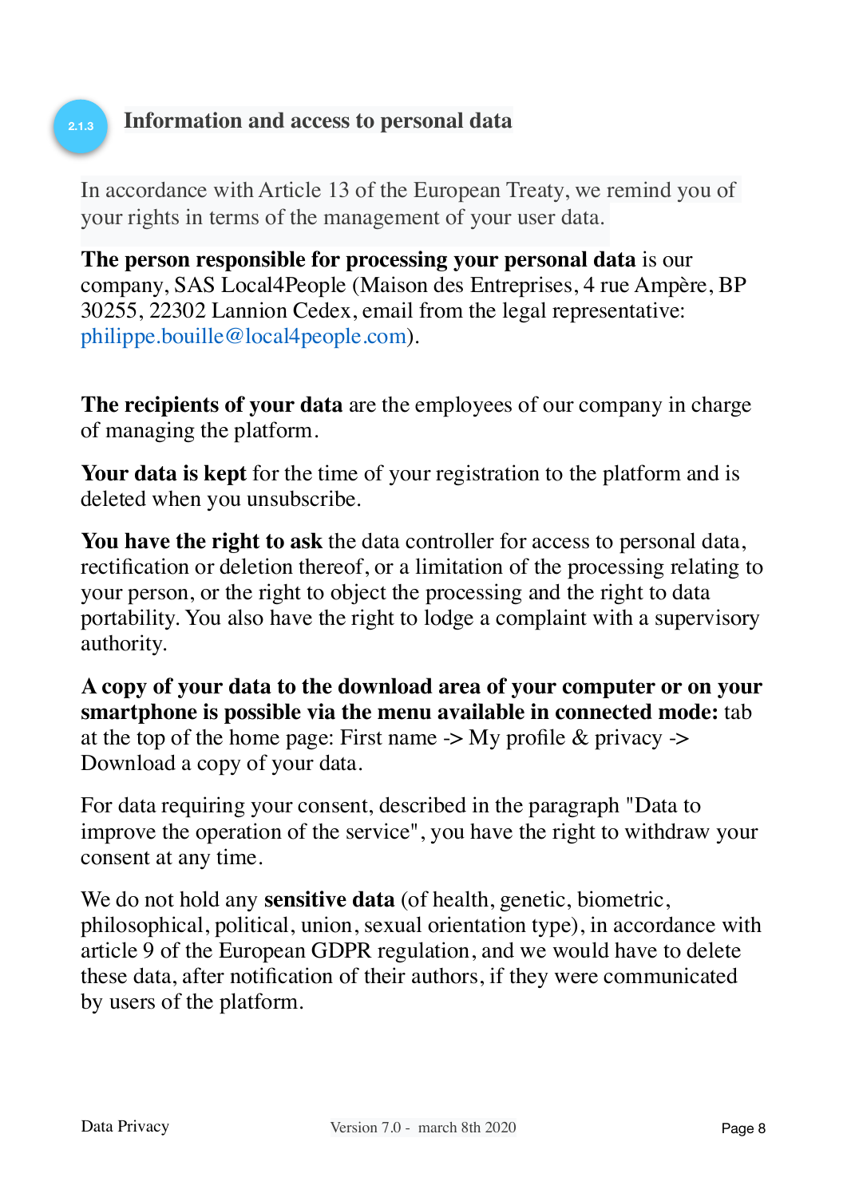### 2.1.3 Information and access to personal data

In accordance with Article 13 of the European Treaty, we remind you of your rights in terms of the management of your user data.

**The person responsible for processing your personal data** is our company, SAS Local4People (Maison des Entreprises, 4 rue Ampère, BP 30255, 22302 Lannion Cedex, email from the legal representative: philippe.bouille@local4people.com).

**The recipients of your data** are the employees of our company in charge of managing the platform.

**Your data is kept** for the time of your registration to the platform and is deleted when you unsubscribe.

**You have the right to ask** the data controller for access to personal data, rectification or deletion thereof, or a limitation of the processing relating to your person, or the right to object the processing and the right to data portability. You also have the right to lodge a complaint with a supervisory authority.

**A copy of your data to the download area of your computer or on your smartphone is possible via the menu available in connected mode:** tab at the top of the home page: First name -> My profile & privacy -> Download a copy of your data.

For data requiring your consent, described in the paragraph "Data to improve the operation of the service", you have the right to withdraw your consent at any time.

We do not hold any **sensitive data** (of health, genetic, biometric, philosophical, political, union, sexual orientation type), in accordance with article 9 of the European GDPR regulation, and we would have to delete these data, after notification of their authors, if they were communicated by users of the platform.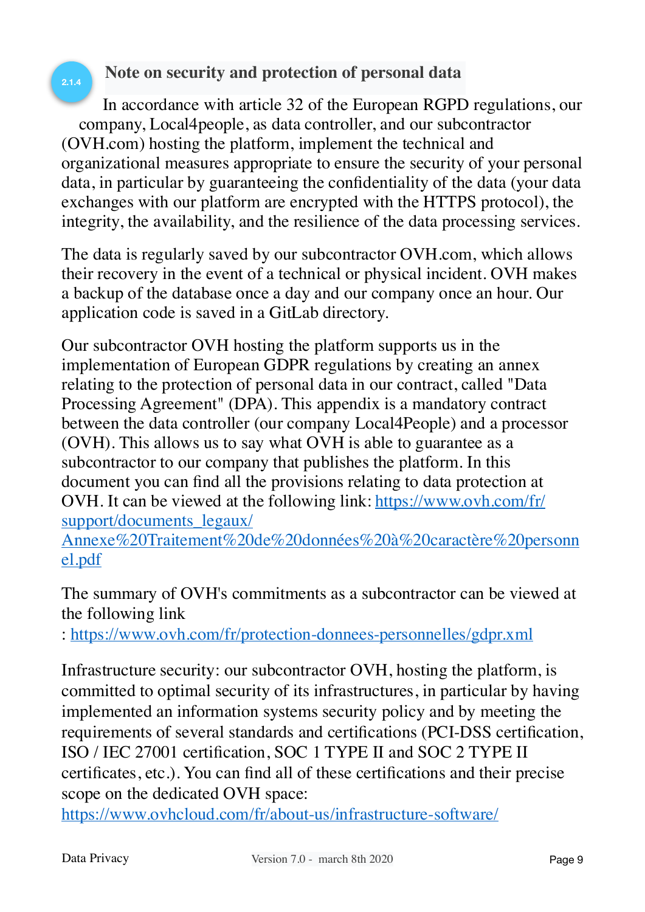### 2.1.4 Note on security and protection of personal data

In accordance with article 32 of the European RGPD regulations, our company, Local4people, as data controller, and our subcontractor (OVH.com) hosting the platform, implement the technical and organizational measures appropriate to ensure the security of your personal data, in particular by guaranteeing the confidentiality of the data (your data exchanges with our platform are encrypted with the HTTPS protocol), the integrity, the availability, and the resilience of the data processing services.

The data is regularly saved by our subcontractor OVH.com, which allows their recovery in the event of a technical or physical incident. OVH makes a backup of the database once a day and our company once an hour. Our application code is saved in a GitLab directory.

Our subcontractor OVH hosting the platform supports us in the implementation of European GDPR regulations by creating an annex relating to the protection of personal data in our contract, called "Data Processing Agreement" (DPA). This appendix is a mandatory contract between the data controller (our company Local4People) and a processor (OVH). This allows us to say what OVH is able to guarantee as a subcontractor to our company that publishes the platform. In this document you can find all the provisions relating to data protection at OVH. It can be viewed at the following link: [https://www.ovh.com/fr/support/documents_legaux/Annexe%20Traitement%20de%20données%20à%20caractère%20personnel.pdf](https://www.ovh.com/fr/support/documents_legaux/Annexe%20Traitement%20de%20données%20à%20caractère%20personnel.pdf)

The summary of OVH's commitments as a subcontractor can be viewed at the following link : [https://www.ovh.com/fr/protection-donnees-personnelles/gdpr.xml](https://www.ovh.com/fr/protection-donnees-personnelles/gdpr.xml)

Infrastructure security: our subcontractor OVH, hosting the platform, is committed to optimal security of its infrastructures, in particular by having implemented an information systems security policy and by meeting the requirements of several standards and certifications (PCI-DSS certification, ISO / IEC 27001 certification, SOC 1 TYPE II and SOC 2 TYPE II certificates, etc.). You can find all of these certifications and their precise scope on the dedicated OVH space: [https://www.ovhcloud.com/fr/about-us/infrastructure-software/](https://www.ovhcloud.com/fr/about-us/infrastructure-software/)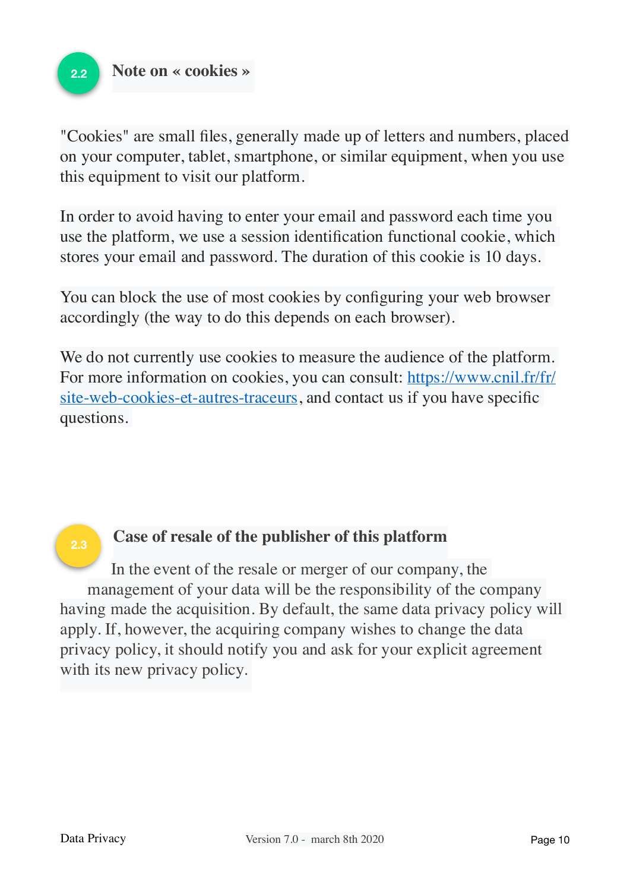## 2.2 Note on « cookies »

"Cookies" are small files, generally made up of letters and numbers, placed on your computer, tablet, smartphone, or similar equipment, when you use this equipment to visit our platform.

In order to avoid having to enter your email and password each time you use the platform, we use a session identification functional cookie, which stores your email and password. The duration of this cookie is 10 days.

You can block the use of most cookies by configuring your web browser accordingly (the way to do this depends on each browser).

We do not currently use cookies to measure the audience of the platform. For more information on cookies, you can consult: [https://www.cnil.fr/fr/site-web-cookies-et-autres-traceurs](https://www.cnil.fr/fr/site-web-cookies-et-autres-traceurs), and contact us if you have specific questions.

## 2.3 Case of resale of the publisher of this platform

In the event of the resale or merger of our company, the management of your data will be the responsibility of the company having made the acquisition. By default, the same data privacy policy will apply. If, however, the acquiring company wishes to change the data privacy policy, it should notify you and ask for your explicit agreement with its new privacy policy.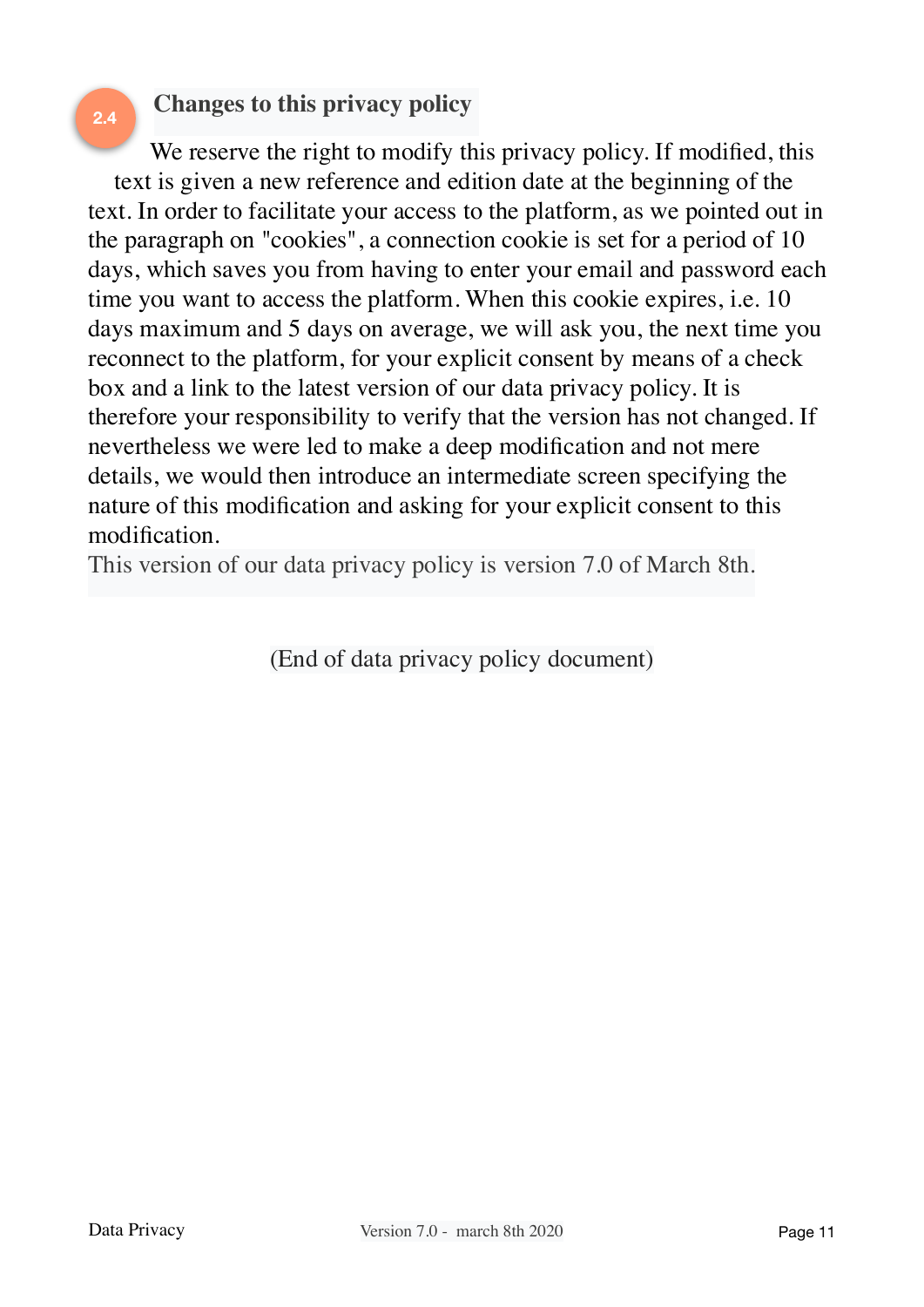## 2.4 Changes to this privacy policy

We reserve the right to modify this privacy policy. If modified, this text is given a new reference and edition date at the beginning of the text. In order to facilitate your access to the platform, as we pointed out in the paragraph on "cookies", a connection cookie is set for a period of 10 days, which saves you from having to enter your email and password each time you want to access the platform. When this cookie expires, i.e. 10 days maximum and 5 days on average, we will ask you, the next time you reconnect to the platform, for your explicit consent by means of a check box and a link to the latest version of our data privacy policy. It is therefore your responsibility to verify that the version has not changed. If nevertheless we were led to make a deep modification and not mere details, we would then introduce an intermediate screen specifying the nature of this modification and asking for your explicit consent to this modification.

This version of our data privacy policy is version 7.0 of March 8th.

(End of data privacy policy document)